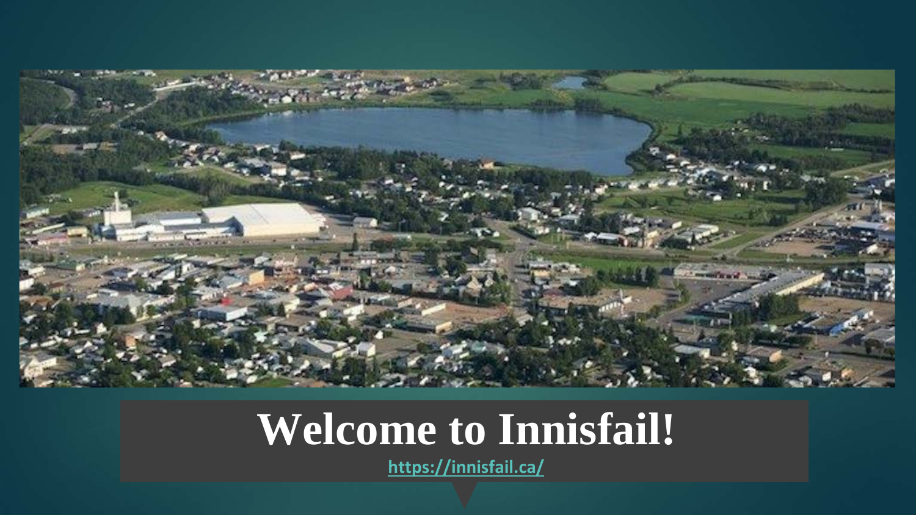# Welcome to Innisfail!

https://innisfail.ca/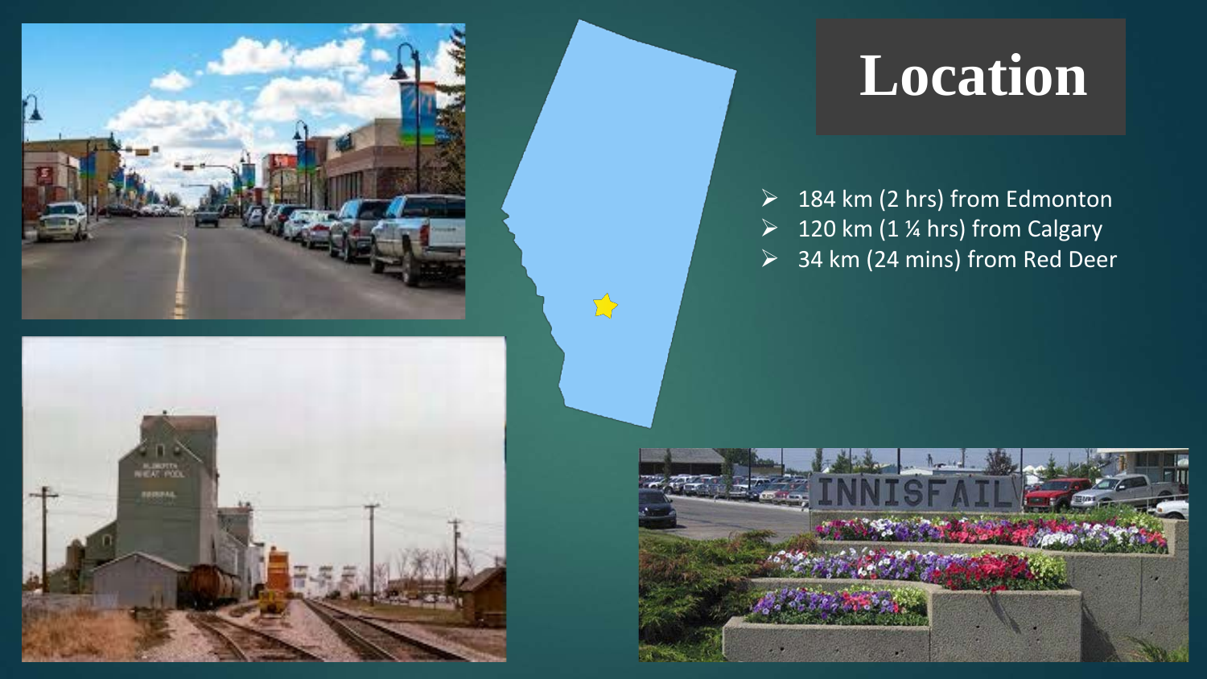# Location

- 184 km (2 hrs) from Edmonton
- 120 km (1 ¼ hrs) from Calgary
- 34 km (24 mins) from Red Deer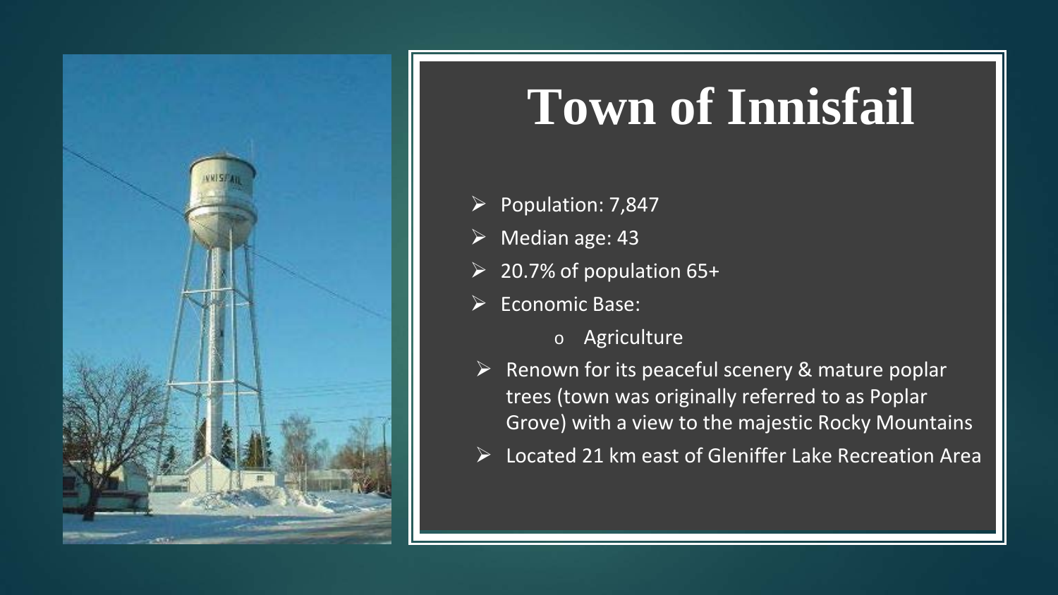# Town of Innisfail

- Population: 7,847
- Median age: 43
- 20.7% of population 65+
- Economic Base:
  - Agriculture
- Renown for its peaceful scenery & mature poplar trees (town was originally referred to as Poplar Grove) with a view to the majestic Rocky Mountains
- Located 21 km east of Gleniffer Lake Recreation Area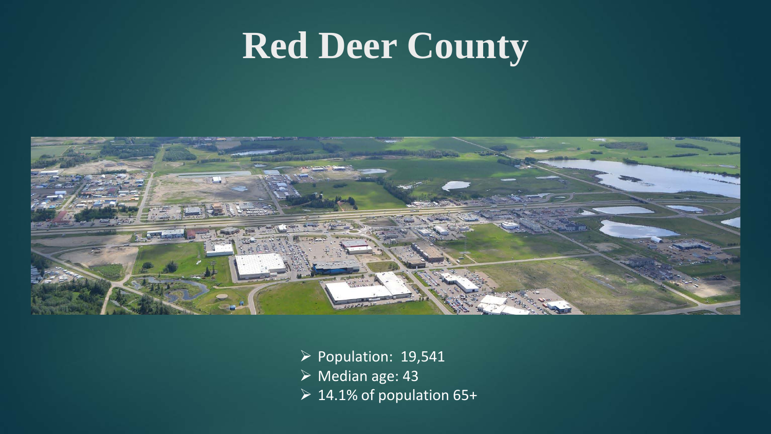# Red Deer County

- Population: 19,541
- Median age: 43
- 14.1% of population 65+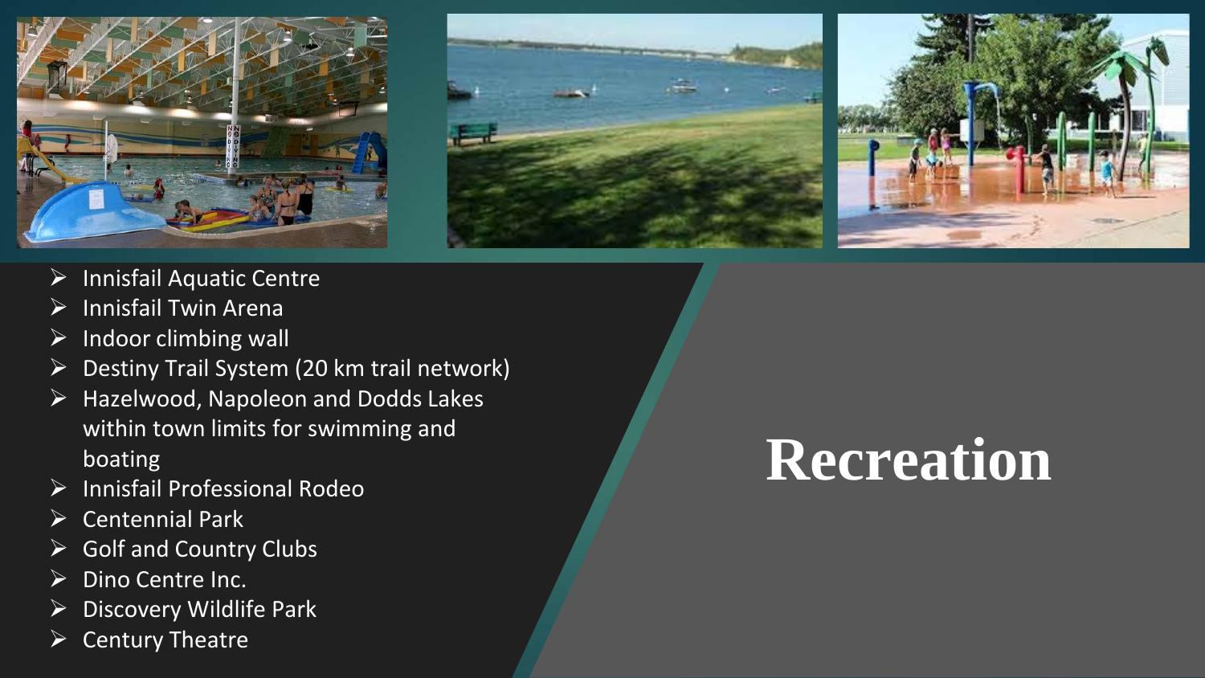# Recreation

- Innisfail Aquatic Centre
- Innisfail Twin Arena
- Indoor climbing wall
- Destiny Trail System (20 km trail network)
- Hazelwood, Napoleon and Dodds Lakes within town limits for swimming and boating
- Innisfail Professional Rodeo
- Centennial Park
- Golf and Country Clubs
- Dino Centre Inc.
- Discovery Wildlife Park
- Century Theatre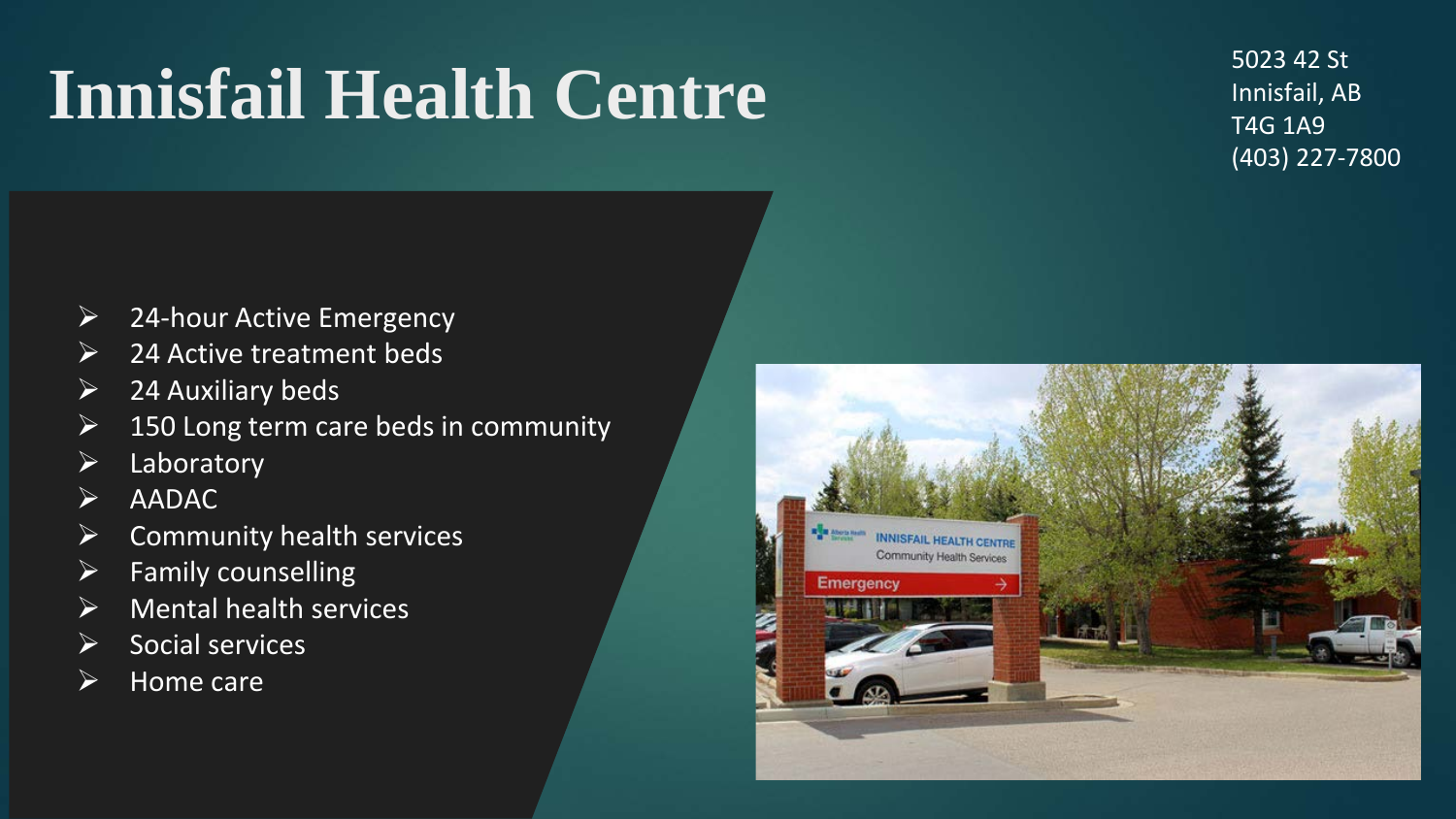# Innisfail Health Centre

5023 42 St
Innisfail, AB
T4G 1A9
(403) 227-7800

- 24-hour Active Emergency
- 24 Active treatment beds
- 24 Auxiliary beds
- 150 Long term care beds in community
- Laboratory
- AADAC
- Community health services
- Family counselling
- Mental health services
- Social services
- Home care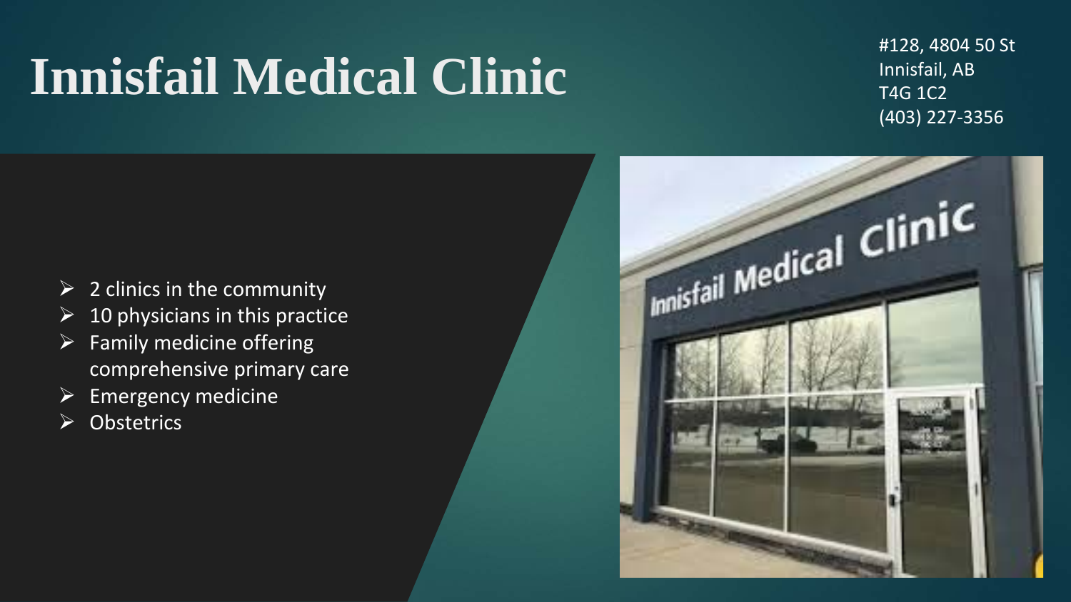# Innisfail Medical Clinic

#128, 4804 50 St
Innisfail, AB
T4G 1C2
(403) 227-3356

- 2 clinics in the community
- 10 physicians in this practice
- Family medicine offering comprehensive primary care
- Emergency medicine
- Obstetrics